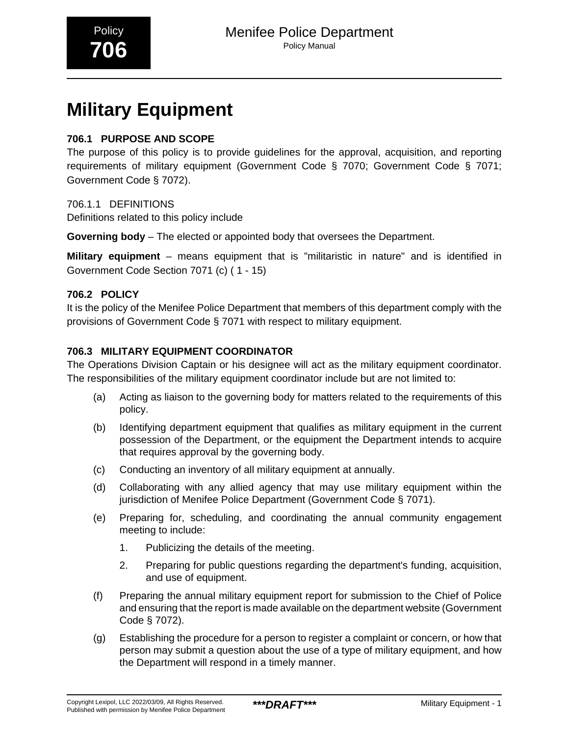Policy **706**

Menifee Police Department
Policy Manual

# Military Equipment

## 706.1 PURPOSE AND SCOPE

The purpose of this policy is to provide guidelines for the approval, acquisition, and reporting requirements of military equipment (Government Code § 7070; Government Code § 7071; Government Code § 7072).

### 706.1.1 DEFINITIONS

Definitions related to this policy include

**Governing body** – The elected or appointed body that oversees the Department.

**Military equipment** – means equipment that is "militaristic in nature" and is identified in Government Code Section 7071 (c) ( 1 - 15)

## 706.2 POLICY

It is the policy of the Menifee Police Department that members of this department comply with the provisions of Government Code § 7071 with respect to military equipment.

## 706.3 MILITARY EQUIPMENT COORDINATOR

The Operations Division Captain or his designee will act as the military equipment coordinator. The responsibilities of the military equipment coordinator include but are not limited to:

(a) Acting as liaison to the governing body for matters related to the requirements of this policy.

(b) Identifying department equipment that qualifies as military equipment in the current possession of the Department, or the equipment the Department intends to acquire that requires approval by the governing body.

(c) Conducting an inventory of all military equipment at annually.

(d) Collaborating with any allied agency that may use military equipment within the jurisdiction of Menifee Police Department (Government Code § 7071).

(e) Preparing for, scheduling, and coordinating the annual community engagement meeting to include:

1. Publicizing the details of the meeting.
2. Preparing for public questions regarding the department's funding, acquisition, and use of equipment.

(f) Preparing the annual military equipment report for submission to the Chief of Police and ensuring that the report is made available on the department website (Government Code § 7072).

(g) Establishing the procedure for a person to register a complaint or concern, or how that person may submit a question about the use of a type of military equipment, and how the Department will respond in a timely manner.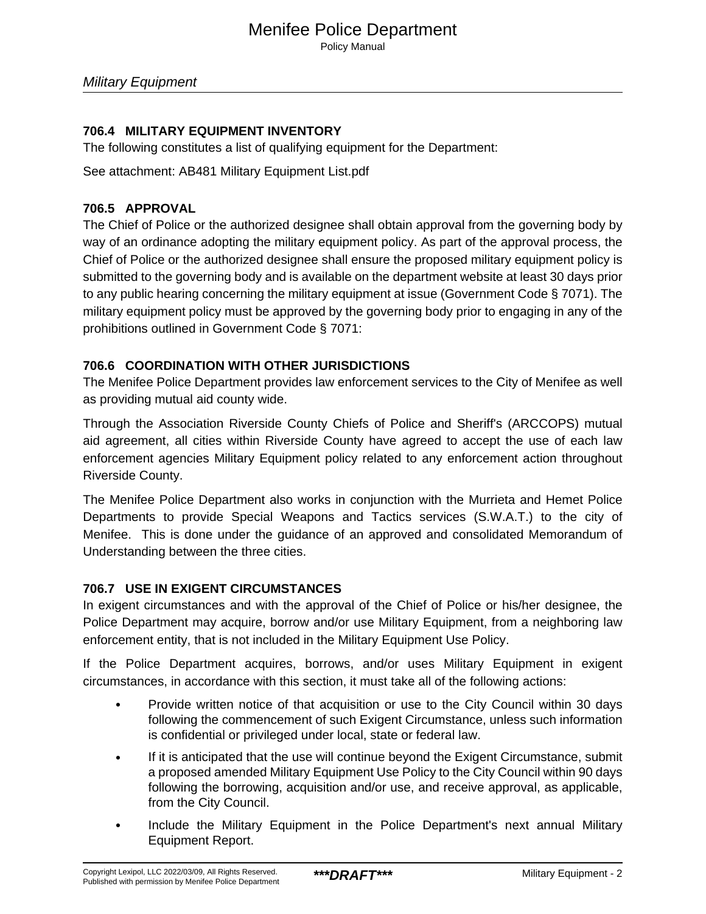### 706.4 MILITARY EQUIPMENT INVENTORY

The following constitutes a list of qualifying equipment for the Department:

See attachment: AB481 Military Equipment List.pdf

### 706.5 APPROVAL

The Chief of Police or the authorized designee shall obtain approval from the governing body by way of an ordinance adopting the military equipment policy. As part of the approval process, the Chief of Police or the authorized designee shall ensure the proposed military equipment policy is submitted to the governing body and is available on the department website at least 30 days prior to any public hearing concerning the military equipment at issue (Government Code § 7071). The military equipment policy must be approved by the governing body prior to engaging in any of the prohibitions outlined in Government Code § 7071:

### 706.6 COORDINATION WITH OTHER JURISDICTIONS

The Menifee Police Department provides law enforcement services to the City of Menifee as well as providing mutual aid county wide.

Through the Association Riverside County Chiefs of Police and Sheriff's (ARCCOPS) mutual aid agreement, all cities within Riverside County have agreed to accept the use of each law enforcement agencies Military Equipment policy related to any enforcement action throughout Riverside County.

The Menifee Police Department also works in conjunction with the Murrieta and Hemet Police Departments to provide Special Weapons and Tactics services (S.W.A.T.) to the city of Menifee. This is done under the guidance of an approved and consolidated Memorandum of Understanding between the three cities.

### 706.7 USE IN EXIGENT CIRCUMSTANCES

In exigent circumstances and with the approval of the Chief of Police or his/her designee, the Police Department may acquire, borrow and/or use Military Equipment, from a neighboring law enforcement entity, that is not included in the Military Equipment Use Policy.

If the Police Department acquires, borrows, and/or uses Military Equipment in exigent circumstances, in accordance with this section, it must take all of the following actions:

- Provide written notice of that acquisition or use to the City Council within 30 days following the commencement of such Exigent Circumstance, unless such information is confidential or privileged under local, state or federal law.
- If it is anticipated that the use will continue beyond the Exigent Circumstance, submit a proposed amended Military Equipment Use Policy to the City Council within 90 days following the borrowing, acquisition and/or use, and receive approval, as applicable, from the City Council.
- Include the Military Equipment in the Police Department's next annual Military Equipment Report.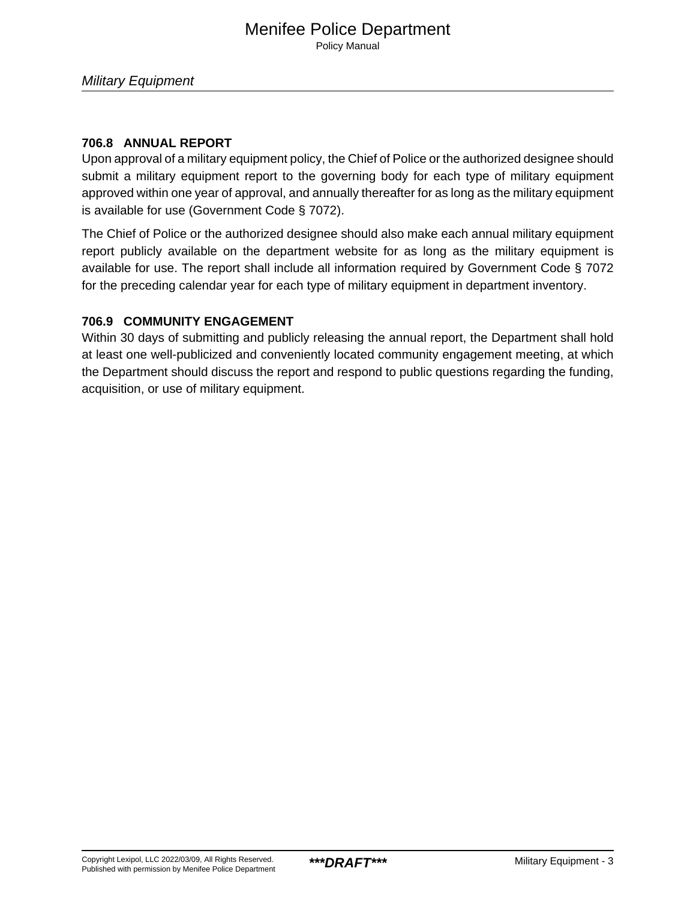### 706.8 ANNUAL REPORT

Upon approval of a military equipment policy, the Chief of Police or the authorized designee should submit a military equipment report to the governing body for each type of military equipment approved within one year of approval, and annually thereafter for as long as the military equipment is available for use (Government Code § 7072).

The Chief of Police or the authorized designee should also make each annual military equipment report publicly available on the department website for as long as the military equipment is available for use. The report shall include all information required by Government Code § 7072 for the preceding calendar year for each type of military equipment in department inventory.

### 706.9 COMMUNITY ENGAGEMENT

Within 30 days of submitting and publicly releasing the annual report, the Department shall hold at least one well-publicized and conveniently located community engagement meeting, at which the Department should discuss the report and respond to public questions regarding the funding, acquisition, or use of military equipment.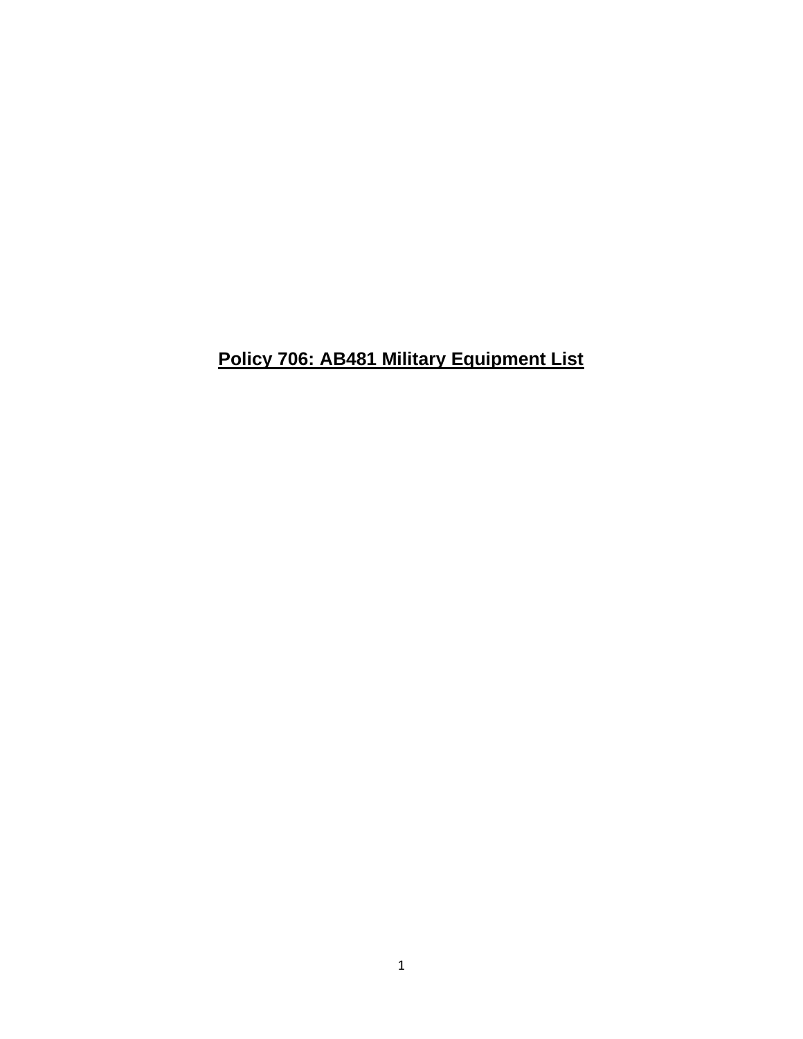# **Policy 706: AB481 Military Equipment List**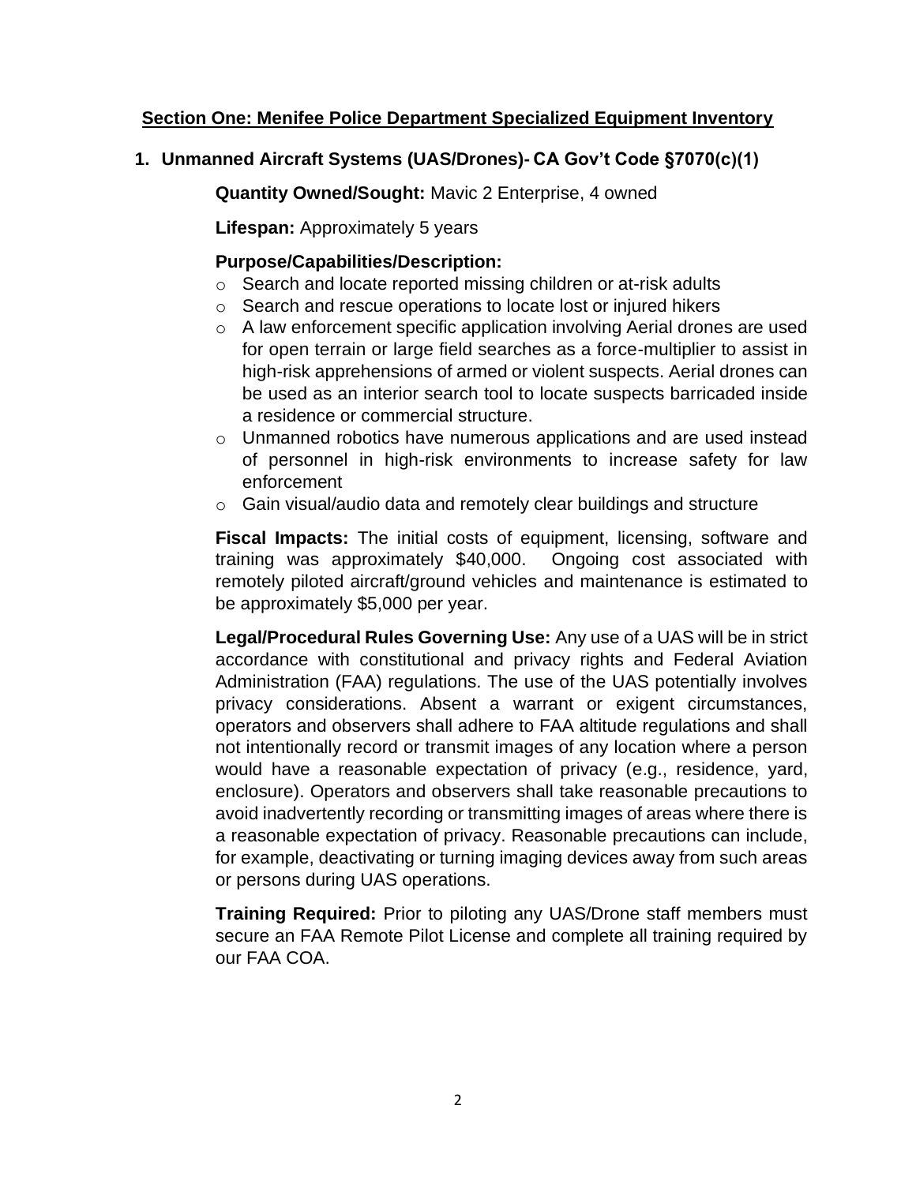## Section One: Menifee Police Department Specialized Equipment Inventory

### 1. Unmanned Aircraft Systems (UAS/Drones)- CA Gov't Code §7070(c)(1)

**Quantity Owned/Sought:** Mavic 2 Enterprise, 4 owned

**Lifespan:** Approximately 5 years

**Purpose/Capabilities/Description:**

- Search and locate reported missing children or at-risk adults
- Search and rescue operations to locate lost or injured hikers
- A law enforcement specific application involving Aerial drones are used for open terrain or large field searches as a force-multiplier to assist in high-risk apprehensions of armed or violent suspects. Aerial drones can be used as an interior search tool to locate suspects barricaded inside a residence or commercial structure.
- Unmanned robotics have numerous applications and are used instead of personnel in high-risk environments to increase safety for law enforcement
- Gain visual/audio data and remotely clear buildings and structure

**Fiscal Impacts:** The initial costs of equipment, licensing, software and training was approximately $40,000. Ongoing cost associated with remotely piloted aircraft/ground vehicles and maintenance is estimated to be approximately $5,000 per year.

**Legal/Procedural Rules Governing Use:** Any use of a UAS will be in strict accordance with constitutional and privacy rights and Federal Aviation Administration (FAA) regulations. The use of the UAS potentially involves privacy considerations. Absent a warrant or exigent circumstances, operators and observers shall adhere to FAA altitude regulations and shall not intentionally record or transmit images of any location where a person would have a reasonable expectation of privacy (e.g., residence, yard, enclosure). Operators and observers shall take reasonable precautions to avoid inadvertently recording or transmitting images of areas where there is a reasonable expectation of privacy. Reasonable precautions can include, for example, deactivating or turning imaging devices away from such areas or persons during UAS operations.

**Training Required:** Prior to piloting any UAS/Drone staff members must secure an FAA Remote Pilot License and complete all training required by our FAA COA.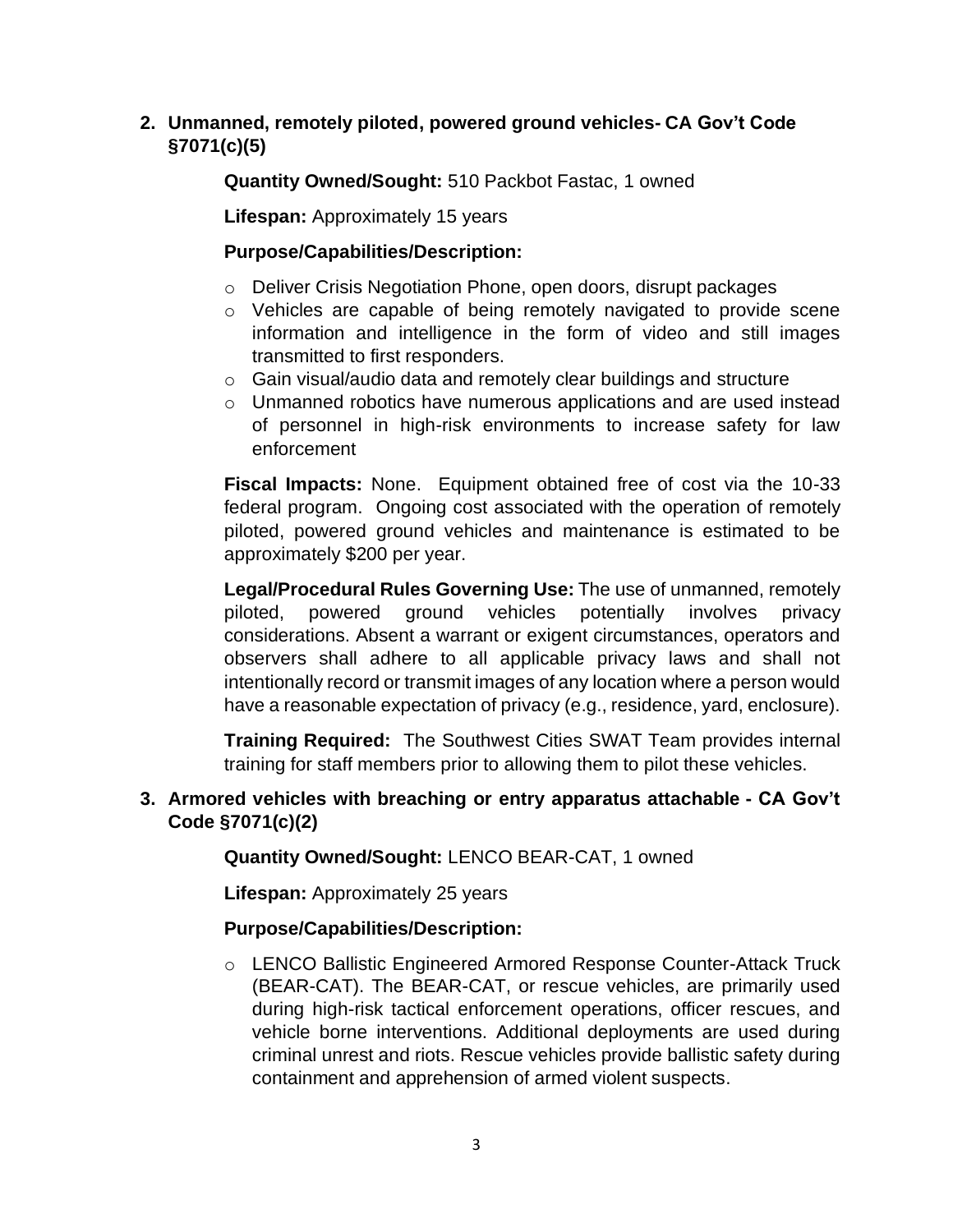**2. Unmanned, remotely piloted, powered ground vehicles- CA Gov't Code §7071(c)(5)**

**Quantity Owned/Sought:** 510 Packbot Fastac, 1 owned

**Lifespan:** Approximately 15 years

**Purpose/Capabilities/Description:**

- Deliver Crisis Negotiation Phone, open doors, disrupt packages
- Vehicles are capable of being remotely navigated to provide scene information and intelligence in the form of video and still images transmitted to first responders.
- Gain visual/audio data and remotely clear buildings and structure
- Unmanned robotics have numerous applications and are used instead of personnel in high-risk environments to increase safety for law enforcement

**Fiscal Impacts:** None. Equipment obtained free of cost via the 10-33 federal program. Ongoing cost associated with the operation of remotely piloted, powered ground vehicles and maintenance is estimated to be approximately $200 per year.

**Legal/Procedural Rules Governing Use:** The use of unmanned, remotely piloted, powered ground vehicles potentially involves privacy considerations. Absent a warrant or exigent circumstances, operators and observers shall adhere to all applicable privacy laws and shall not intentionally record or transmit images of any location where a person would have a reasonable expectation of privacy (e.g., residence, yard, enclosure).

**Training Required:** The Southwest Cities SWAT Team provides internal training for staff members prior to allowing them to pilot these vehicles.

**3. Armored vehicles with breaching or entry apparatus attachable - CA Gov't Code §7071(c)(2)**

**Quantity Owned/Sought:** LENCO BEAR-CAT, 1 owned

**Lifespan:** Approximately 25 years

**Purpose/Capabilities/Description:**

- LENCO Ballistic Engineered Armored Response Counter-Attack Truck (BEAR-CAT). The BEAR-CAT, or rescue vehicles, are primarily used during high-risk tactical enforcement operations, officer rescues, and vehicle borne interventions. Additional deployments are used during criminal unrest and riots. Rescue vehicles provide ballistic safety during containment and apprehension of armed violent suspects.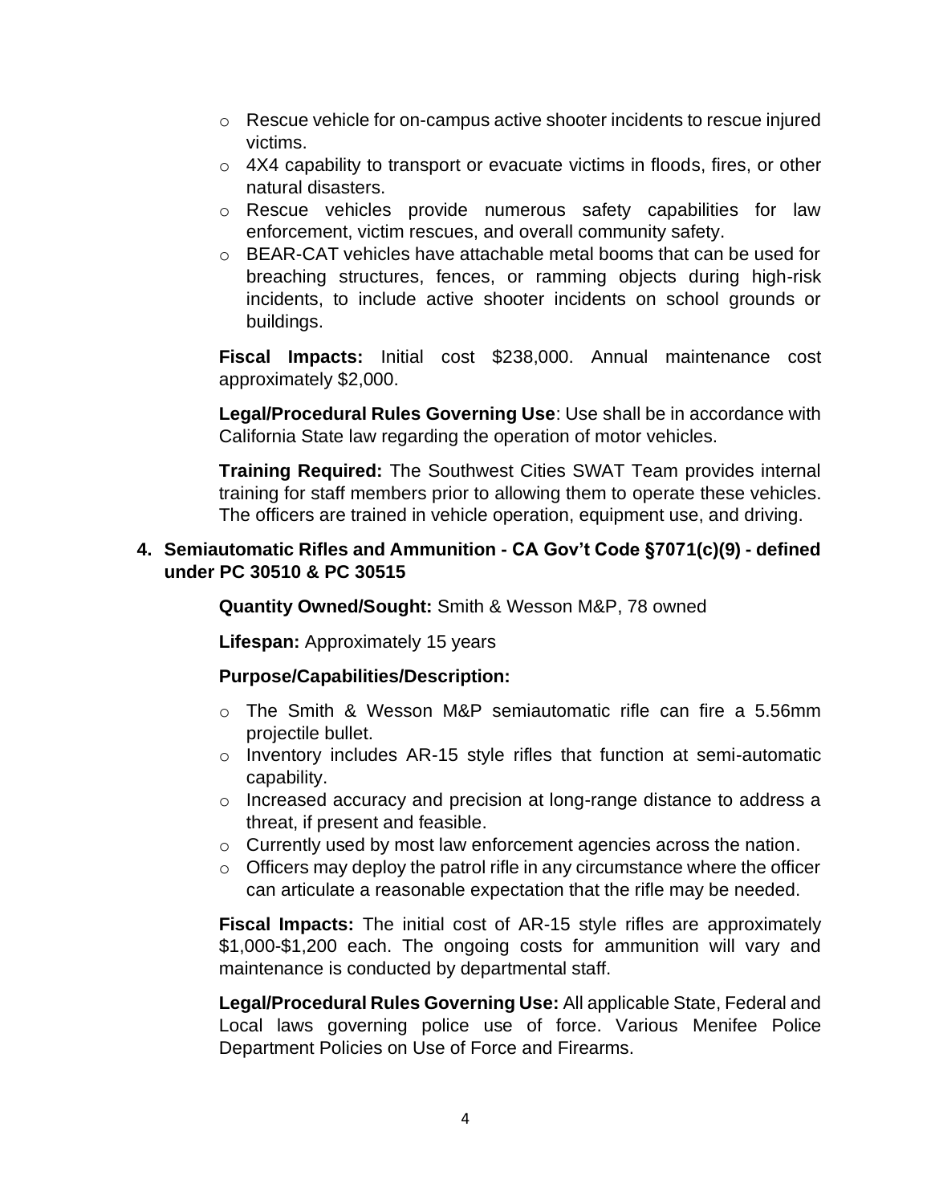- Rescue vehicle for on-campus active shooter incidents to rescue injured victims.
- 4X4 capability to transport or evacuate victims in floods, fires, or other natural disasters.
- Rescue vehicles provide numerous safety capabilities for law enforcement, victim rescues, and overall community safety.
- BEAR-CAT vehicles have attachable metal booms that can be used for breaching structures, fences, or ramming objects during high-risk incidents, to include active shooter incidents on school grounds or buildings.

**Fiscal Impacts:** Initial cost $238,000. Annual maintenance cost approximately $2,000.

**Legal/Procedural Rules Governing Use**: Use shall be in accordance with California State law regarding the operation of motor vehicles.

**Training Required:** The Southwest Cities SWAT Team provides internal training for staff members prior to allowing them to operate these vehicles. The officers are trained in vehicle operation, equipment use, and driving.

**4. Semiautomatic Rifles and Ammunition - CA Gov't Code §7071(c)(9) - defined under PC 30510 & PC 30515**

**Quantity Owned/Sought:** Smith & Wesson M&P, 78 owned

**Lifespan:** Approximately 15 years

**Purpose/Capabilities/Description:**

- The Smith & Wesson M&P semiautomatic rifle can fire a 5.56mm projectile bullet.
- Inventory includes AR-15 style rifles that function at semi-automatic capability.
- Increased accuracy and precision at long-range distance to address a threat, if present and feasible.
- Currently used by most law enforcement agencies across the nation.
- Officers may deploy the patrol rifle in any circumstance where the officer can articulate a reasonable expectation that the rifle may be needed.

**Fiscal Impacts:** The initial cost of AR-15 style rifles are approximately $1,000-$1,200 each. The ongoing costs for ammunition will vary and maintenance is conducted by departmental staff.

**Legal/Procedural Rules Governing Use:** All applicable State, Federal and Local laws governing police use of force. Various Menifee Police Department Policies on Use of Force and Firearms.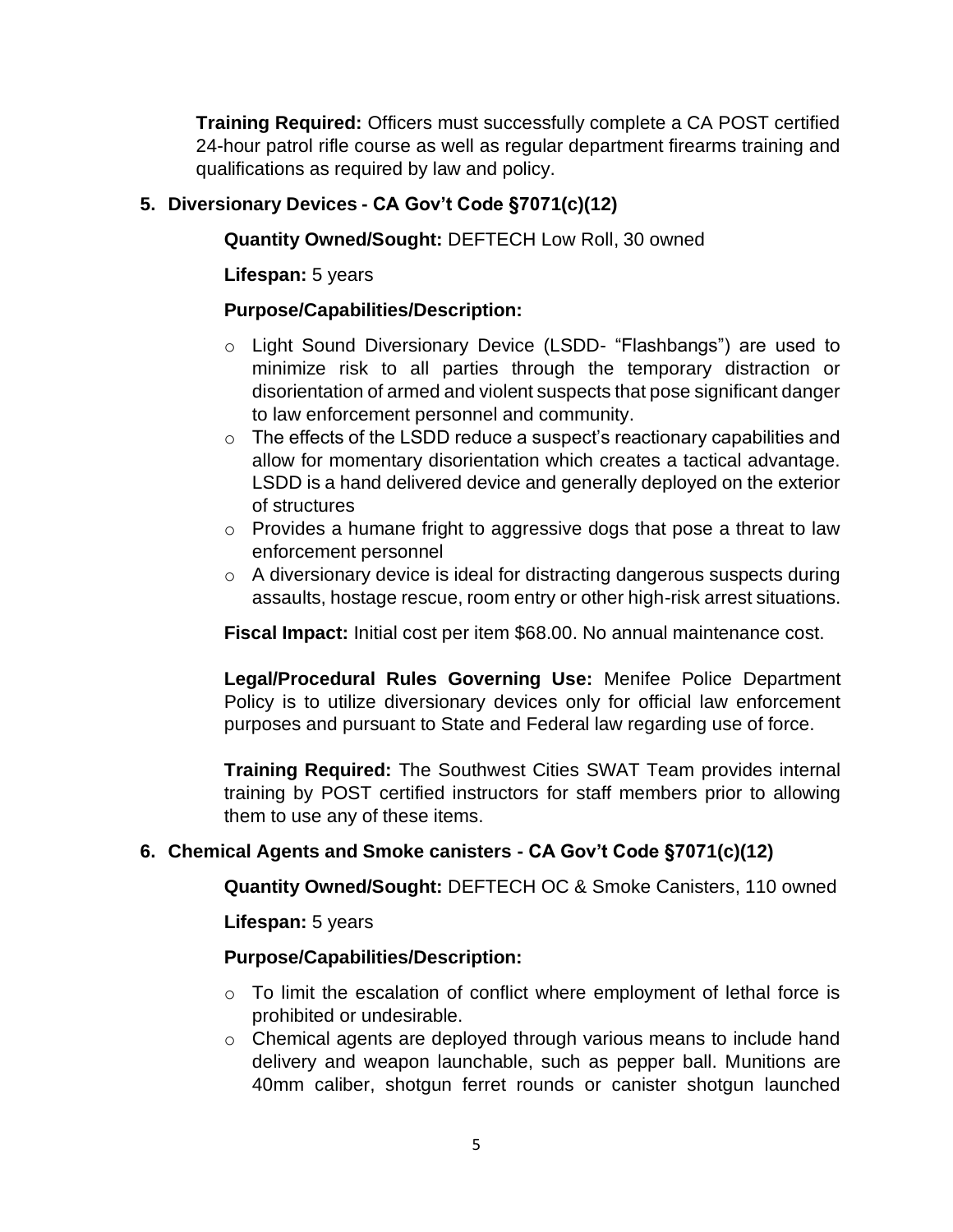**Training Required:** Officers must successfully complete a CA POST certified 24-hour patrol rifle course as well as regular department firearms training and qualifications as required by law and policy.

5. **Diversionary Devices - CA Gov't Code §7071(c)(12)**

   **Quantity Owned/Sought:** DEFTECH Low Roll, 30 owned

   **Lifespan:** 5 years

   **Purpose/Capabilities/Description:**

   - Light Sound Diversionary Device (LSDD- "Flashbangs") are used to minimize risk to all parties through the temporary distraction or disorientation of armed and violent suspects that pose significant danger to law enforcement personnel and community.
   - The effects of the LSDD reduce a suspect's reactionary capabilities and allow for momentary disorientation which creates a tactical advantage. LSDD is a hand delivered device and generally deployed on the exterior of structures
   - Provides a humane fright to aggressive dogs that pose a threat to law enforcement personnel
   - A diversionary device is ideal for distracting dangerous suspects during assaults, hostage rescue, room entry or other high-risk arrest situations.

   **Fiscal Impact:** Initial cost per item $68.00. No annual maintenance cost.

   **Legal/Procedural Rules Governing Use:** Menifee Police Department Policy is to utilize diversionary devices only for official law enforcement purposes and pursuant to State and Federal law regarding use of force.

   **Training Required:** The Southwest Cities SWAT Team provides internal training by POST certified instructors for staff members prior to allowing them to use any of these items.

6. **Chemical Agents and Smoke canisters - CA Gov't Code §7071(c)(12)**

   **Quantity Owned/Sought:** DEFTECH OC & Smoke Canisters, 110 owned

   **Lifespan:** 5 years

   **Purpose/Capabilities/Description:**

   - To limit the escalation of conflict where employment of lethal force is prohibited or undesirable.
   - Chemical agents are deployed through various means to include hand delivery and weapon launchable, such as pepper ball. Munitions are 40mm caliber, shotgun ferret rounds or canister shotgun launched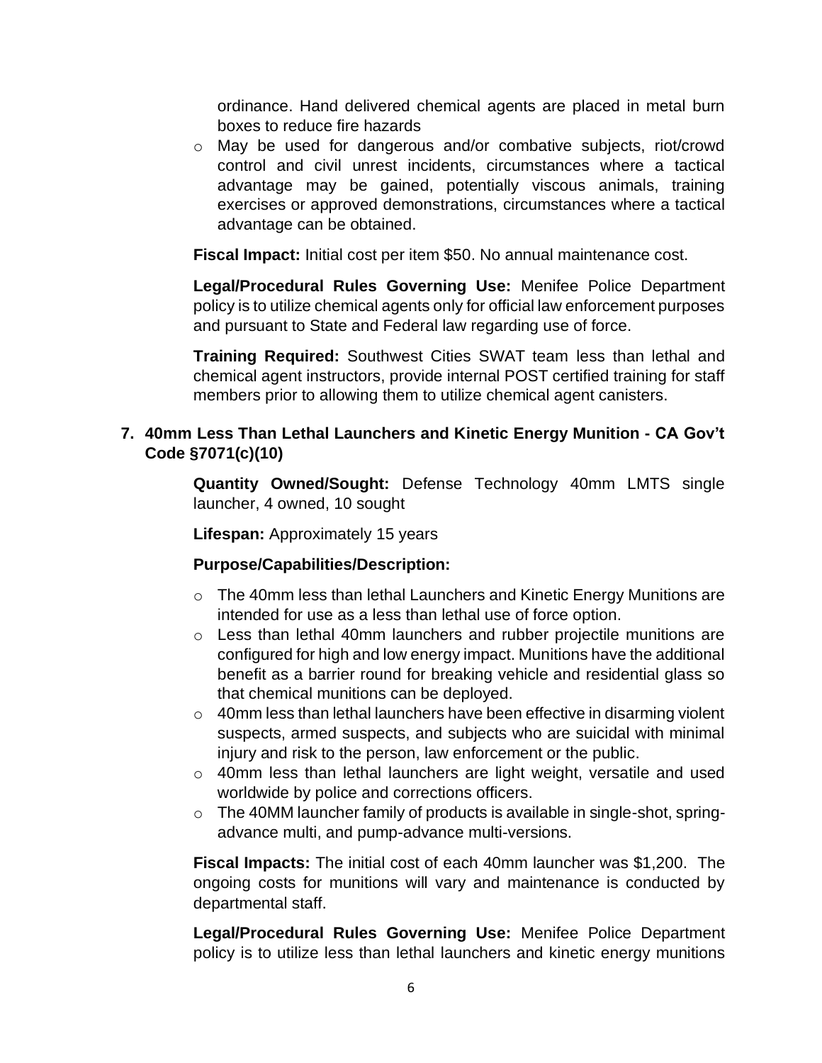ordinance. Hand delivered chemical agents are placed in metal burn boxes to reduce fire hazards

- May be used for dangerous and/or combative subjects, riot/crowd control and civil unrest incidents, circumstances where a tactical advantage may be gained, potentially viscous animals, training exercises or approved demonstrations, circumstances where a tactical advantage can be obtained.

**Fiscal Impact:** Initial cost per item $50. No annual maintenance cost.

**Legal/Procedural Rules Governing Use:** Menifee Police Department policy is to utilize chemical agents only for official law enforcement purposes and pursuant to State and Federal law regarding use of force.

**Training Required:** Southwest Cities SWAT team less than lethal and chemical agent instructors, provide internal POST certified training for staff members prior to allowing them to utilize chemical agent canisters.

**7. 40mm Less Than Lethal Launchers and Kinetic Energy Munition - CA Gov't Code §7071(c)(10)**

**Quantity Owned/Sought:** Defense Technology 40mm LMTS single launcher, 4 owned, 10 sought

**Lifespan:** Approximately 15 years

**Purpose/Capabilities/Description:**

- The 40mm less than lethal Launchers and Kinetic Energy Munitions are intended for use as a less than lethal use of force option.
- Less than lethal 40mm launchers and rubber projectile munitions are configured for high and low energy impact. Munitions have the additional benefit as a barrier round for breaking vehicle and residential glass so that chemical munitions can be deployed.
- 40mm less than lethal launchers have been effective in disarming violent suspects, armed suspects, and subjects who are suicidal with minimal injury and risk to the person, law enforcement or the public.
- 40mm less than lethal launchers are light weight, versatile and used worldwide by police and corrections officers.
- The 40MM launcher family of products is available in single-shot, spring-advance multi, and pump-advance multi-versions.

**Fiscal Impacts:** The initial cost of each 40mm launcher was $1,200. The ongoing costs for munitions will vary and maintenance is conducted by departmental staff.

**Legal/Procedural Rules Governing Use:** Menifee Police Department policy is to utilize less than lethal launchers and kinetic energy munitions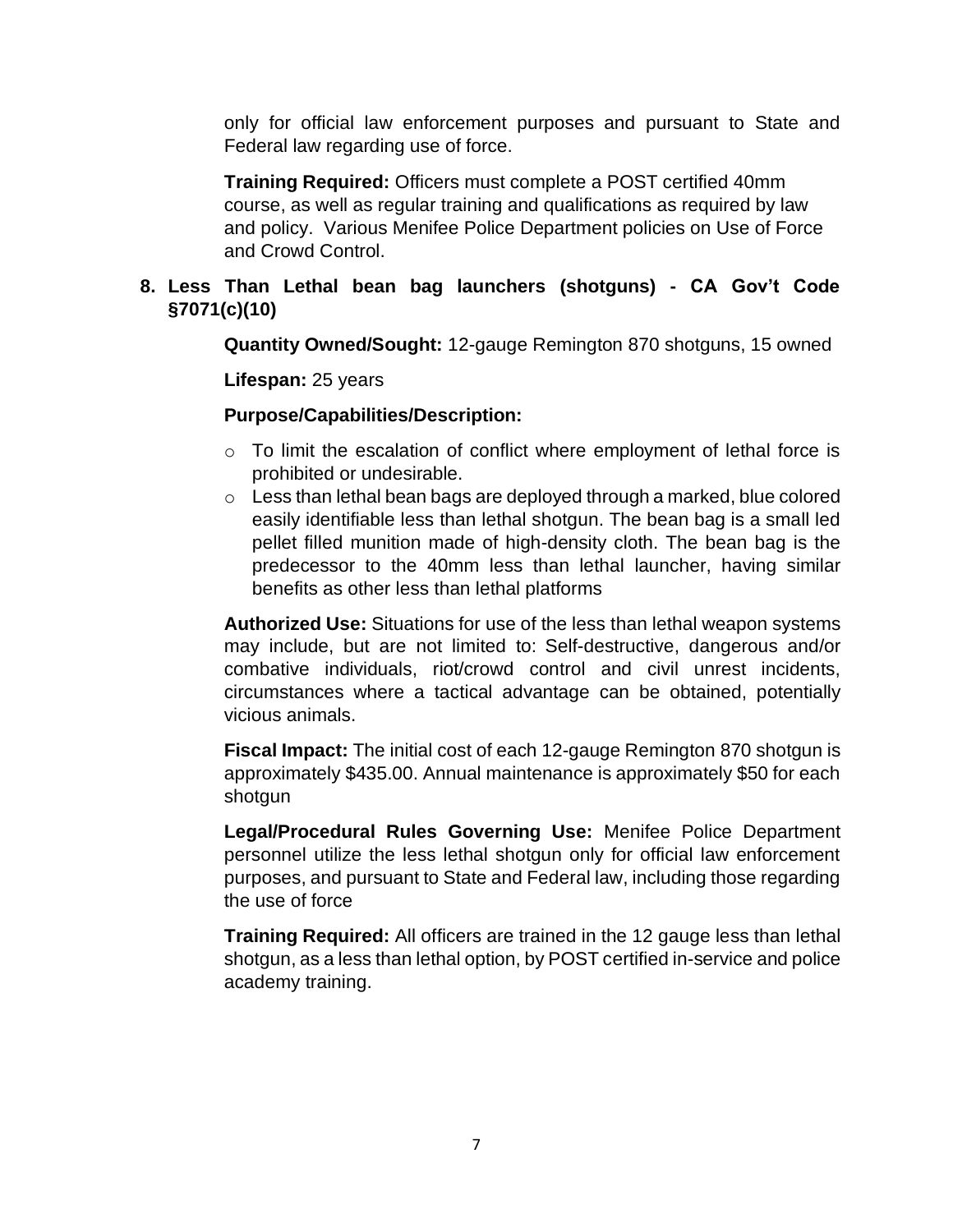only for official law enforcement purposes and pursuant to State and Federal law regarding use of force.

**Training Required:** Officers must complete a POST certified 40mm course, as well as regular training and qualifications as required by law and policy. Various Menifee Police Department policies on Use of Force and Crowd Control.

**8. Less Than Lethal bean bag launchers (shotguns) - CA Gov't Code §7071(c)(10)**

**Quantity Owned/Sought:** 12-gauge Remington 870 shotguns, 15 owned

**Lifespan:** 25 years

**Purpose/Capabilities/Description:**

- To limit the escalation of conflict where employment of lethal force is prohibited or undesirable.
- Less than lethal bean bags are deployed through a marked, blue colored easily identifiable less than lethal shotgun. The bean bag is a small led pellet filled munition made of high-density cloth. The bean bag is the predecessor to the 40mm less than lethal launcher, having similar benefits as other less than lethal platforms

**Authorized Use:** Situations for use of the less than lethal weapon systems may include, but are not limited to: Self-destructive, dangerous and/or combative individuals, riot/crowd control and civil unrest incidents, circumstances where a tactical advantage can be obtained, potentially vicious animals.

**Fiscal Impact:** The initial cost of each 12-gauge Remington 870 shotgun is approximately $435.00. Annual maintenance is approximately $50 for each shotgun

**Legal/Procedural Rules Governing Use:** Menifee Police Department personnel utilize the less lethal shotgun only for official law enforcement purposes, and pursuant to State and Federal law, including those regarding the use of force

**Training Required:** All officers are trained in the 12 gauge less than lethal shotgun, as a less than lethal option, by POST certified in-service and police academy training.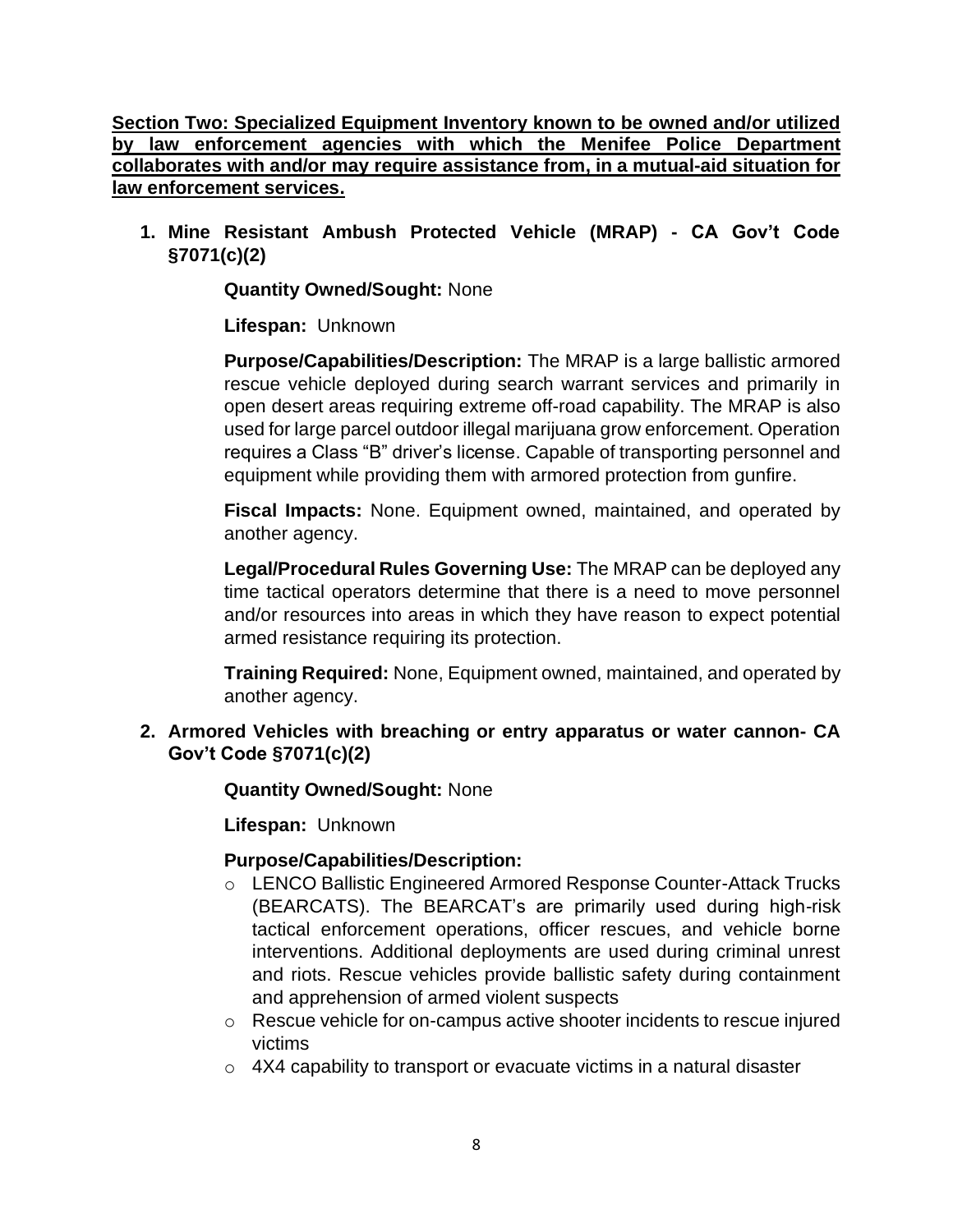**Section Two: Specialized Equipment Inventory known to be owned and/or utilized by law enforcement agencies with which the Menifee Police Department collaborates with and/or may require assistance from, in a mutual-aid situation for law enforcement services.**

1. **Mine Resistant Ambush Protected Vehicle (MRAP) - CA Gov't Code §7071(c)(2)**

   **Quantity Owned/Sought:** None

   **Lifespan:** Unknown

   **Purpose/Capabilities/Description:** The MRAP is a large ballistic armored rescue vehicle deployed during search warrant services and primarily in open desert areas requiring extreme off-road capability. The MRAP is also used for large parcel outdoor illegal marijuana grow enforcement. Operation requires a Class "B" driver's license. Capable of transporting personnel and equipment while providing them with armored protection from gunfire.

   **Fiscal Impacts:** None. Equipment owned, maintained, and operated by another agency.

   **Legal/Procedural Rules Governing Use:** The MRAP can be deployed any time tactical operators determine that there is a need to move personnel and/or resources into areas in which they have reason to expect potential armed resistance requiring its protection.

   **Training Required:** None, Equipment owned, maintained, and operated by another agency.

2. **Armored Vehicles with breaching or entry apparatus or water cannon- CA Gov't Code §7071(c)(2)**

   **Quantity Owned/Sought:** None

   **Lifespan:** Unknown

   **Purpose/Capabilities/Description:**
   - LENCO Ballistic Engineered Armored Response Counter-Attack Trucks (BEARCATS). The BEARCAT's are primarily used during high-risk tactical enforcement operations, officer rescues, and vehicle borne interventions. Additional deployments are used during criminal unrest and riots. Rescue vehicles provide ballistic safety during containment and apprehension of armed violent suspects
   - Rescue vehicle for on-campus active shooter incidents to rescue injured victims
   - 4X4 capability to transport or evacuate victims in a natural disaster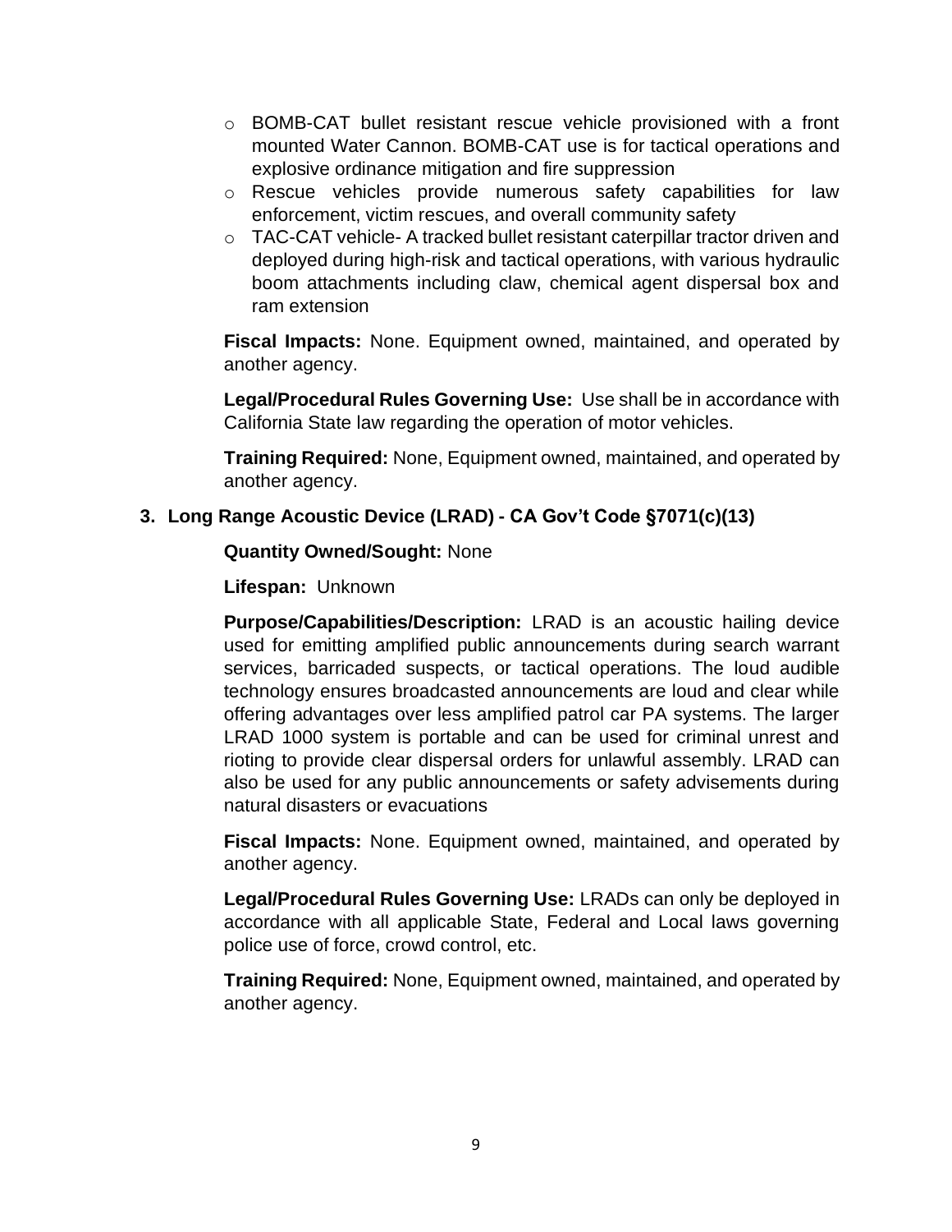- BOMB-CAT bullet resistant rescue vehicle provisioned with a front mounted Water Cannon. BOMB-CAT use is for tactical operations and explosive ordinance mitigation and fire suppression
- Rescue vehicles provide numerous safety capabilities for law enforcement, victim rescues, and overall community safety
- TAC-CAT vehicle- A tracked bullet resistant caterpillar tractor driven and deployed during high-risk and tactical operations, with various hydraulic boom attachments including claw, chemical agent dispersal box and ram extension

**Fiscal Impacts:** None. Equipment owned, maintained, and operated by another agency.

**Legal/Procedural Rules Governing Use:** Use shall be in accordance with California State law regarding the operation of motor vehicles.

**Training Required:** None, Equipment owned, maintained, and operated by another agency.

**3. Long Range Acoustic Device (LRAD) - CA Gov't Code §7071(c)(13)**

**Quantity Owned/Sought:** None

**Lifespan:** Unknown

**Purpose/Capabilities/Description:** LRAD is an acoustic hailing device used for emitting amplified public announcements during search warrant services, barricaded suspects, or tactical operations. The loud audible technology ensures broadcasted announcements are loud and clear while offering advantages over less amplified patrol car PA systems. The larger LRAD 1000 system is portable and can be used for criminal unrest and rioting to provide clear dispersal orders for unlawful assembly. LRAD can also be used for any public announcements or safety advisements during natural disasters or evacuations

**Fiscal Impacts:** None. Equipment owned, maintained, and operated by another agency.

**Legal/Procedural Rules Governing Use:** LRADs can only be deployed in accordance with all applicable State, Federal and Local laws governing police use of force, crowd control, etc.

**Training Required:** None, Equipment owned, maintained, and operated by another agency.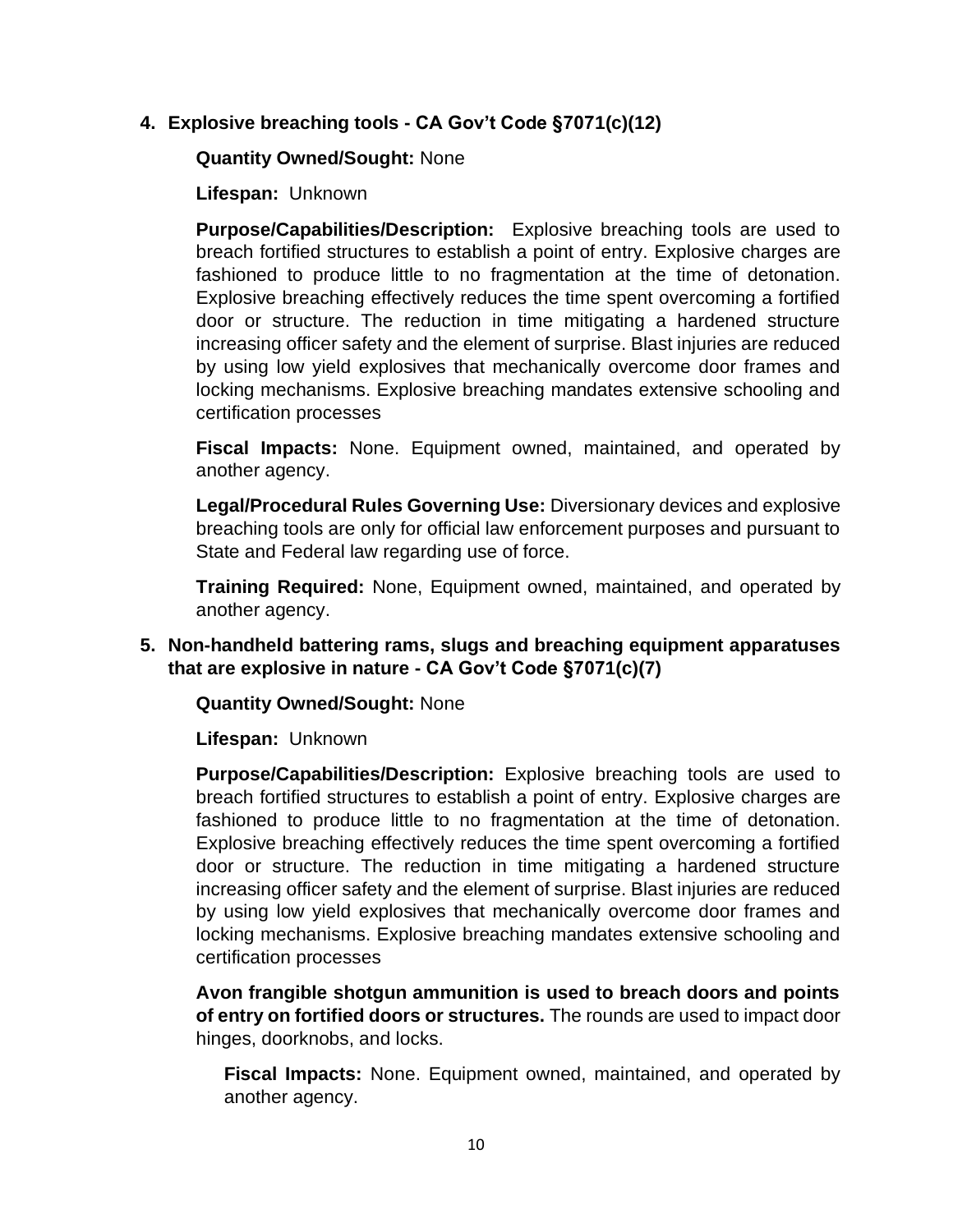4. **Explosive breaching tools - CA Gov't Code §7071(c)(12)**

   **Quantity Owned/Sought:** None

   **Lifespan:** Unknown

   **Purpose/Capabilities/Description:** Explosive breaching tools are used to breach fortified structures to establish a point of entry. Explosive charges are fashioned to produce little to no fragmentation at the time of detonation. Explosive breaching effectively reduces the time spent overcoming a fortified door or structure. The reduction in time mitigating a hardened structure increasing officer safety and the element of surprise. Blast injuries are reduced by using low yield explosives that mechanically overcome door frames and locking mechanisms. Explosive breaching mandates extensive schooling and certification processes

   **Fiscal Impacts:** None. Equipment owned, maintained, and operated by another agency.

   **Legal/Procedural Rules Governing Use:** Diversionary devices and explosive breaching tools are only for official law enforcement purposes and pursuant to State and Federal law regarding use of force.

   **Training Required:** None, Equipment owned, maintained, and operated by another agency.

5. **Non-handheld battering rams, slugs and breaching equipment apparatuses that are explosive in nature - CA Gov't Code §7071(c)(7)**

   **Quantity Owned/Sought:** None

   **Lifespan:** Unknown

   **Purpose/Capabilities/Description:** Explosive breaching tools are used to breach fortified structures to establish a point of entry. Explosive charges are fashioned to produce little to no fragmentation at the time of detonation. Explosive breaching effectively reduces the time spent overcoming a fortified door or structure. The reduction in time mitigating a hardened structure increasing officer safety and the element of surprise. Blast injuries are reduced by using low yield explosives that mechanically overcome door frames and locking mechanisms. Explosive breaching mandates extensive schooling and certification processes

   **Avon frangible shotgun ammunition is used to breach doors and points of entry on fortified doors or structures.** The rounds are used to impact door hinges, doorknobs, and locks.

   **Fiscal Impacts:** None. Equipment owned, maintained, and operated by another agency.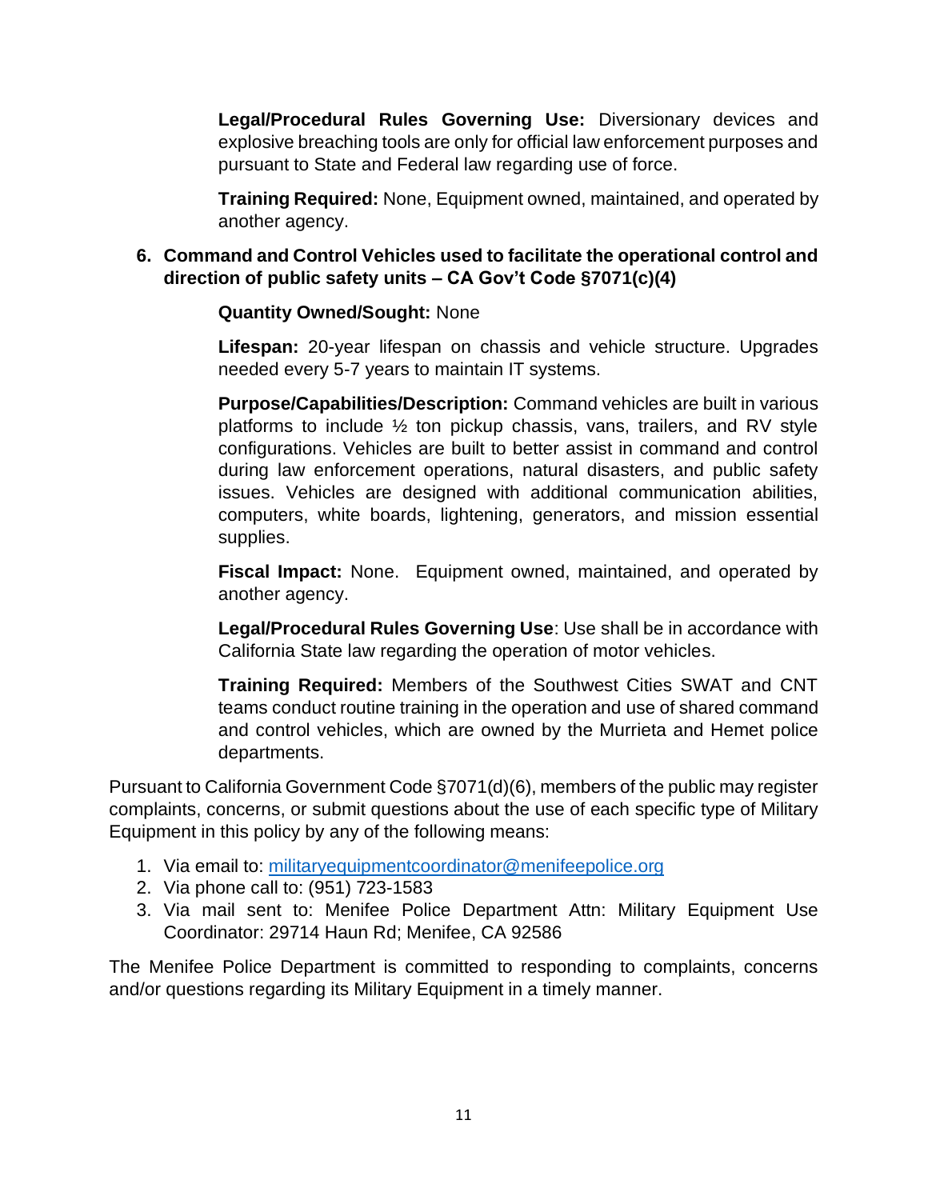**Legal/Procedural Rules Governing Use:** Diversionary devices and explosive breaching tools are only for official law enforcement purposes and pursuant to State and Federal law regarding use of force.

**Training Required:** None, Equipment owned, maintained, and operated by another agency.

6. **Command and Control Vehicles used to facilitate the operational control and direction of public safety units – CA Gov't Code §7071(c)(4)**

   **Quantity Owned/Sought:** None

   **Lifespan:** 20-year lifespan on chassis and vehicle structure. Upgrades needed every 5-7 years to maintain IT systems.

   **Purpose/Capabilities/Description:** Command vehicles are built in various platforms to include ½ ton pickup chassis, vans, trailers, and RV style configurations. Vehicles are built to better assist in command and control during law enforcement operations, natural disasters, and public safety issues. Vehicles are designed with additional communication abilities, computers, white boards, lightening, generators, and mission essential supplies.

   **Fiscal Impact:** None. Equipment owned, maintained, and operated by another agency.

   **Legal/Procedural Rules Governing Use**: Use shall be in accordance with California State law regarding the operation of motor vehicles.

   **Training Required:** Members of the Southwest Cities SWAT and CNT teams conduct routine training in the operation and use of shared command and control vehicles, which are owned by the Murrieta and Hemet police departments.

Pursuant to California Government Code §7071(d)(6), members of the public may register complaints, concerns, or submit questions about the use of each specific type of Military Equipment in this policy by any of the following means:

1. Via email to: militaryequipmentcoordinator@menifeepolice.org
2. Via phone call to: (951) 723-1583
3. Via mail sent to: Menifee Police Department Attn: Military Equipment Use Coordinator: 29714 Haun Rd; Menifee, CA 92586

The Menifee Police Department is committed to responding to complaints, concerns and/or questions regarding its Military Equipment in a timely manner.